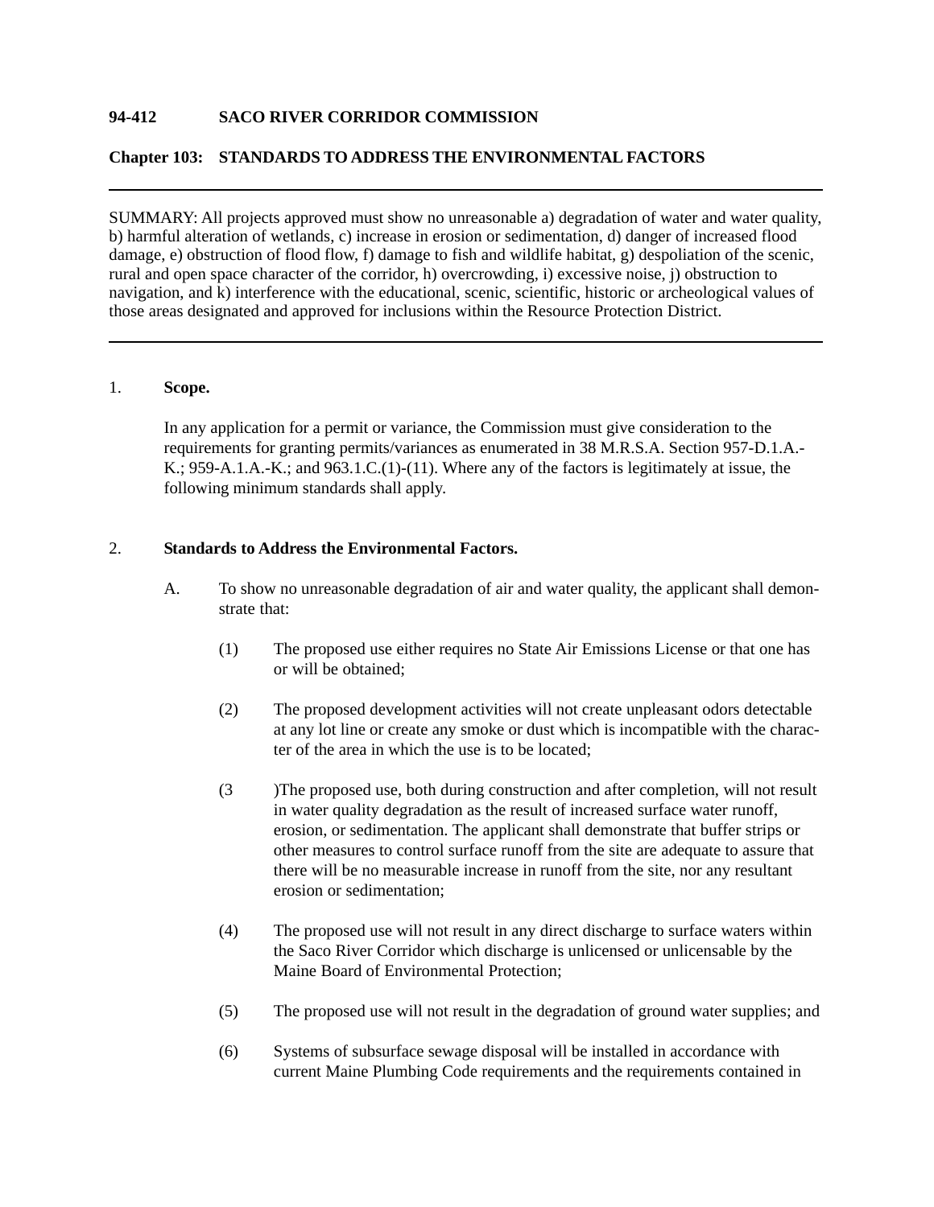**94-412 SACO RIVER CORRIDOR COMMISSION**

**Chapter 103: STANDARDS TO ADDRESS THE ENVIRONMENTAL FACTORS**

---

SUMMARY: All projects approved must show no unreasonable a) degradation of water and water quality, b) harmful alteration of wetlands, c) increase in erosion or sedimentation, d) danger of increased flood damage, e) obstruction of flood flow, f) damage to fish and wildlife habitat, g) despoliation of the scenic, rural and open space character of the corridor, h) overcrowding, i) excessive noise, j) obstruction to navigation, and k) interference with the educational, scenic, scientific, historic or archeological values of those areas designated and approved for inclusions within the Resource Protection District.

---

1. **Scope.**

   In any application for a permit or variance, the Commission must give consideration to the requirements for granting permits/variances as enumerated in 38 M.R.S.A. Section 957-D.1.A.-K.; 959-A.1.A.-K.; and 963.1.C.(1)-(11). Where any of the factors is legitimately at issue, the following minimum standards shall apply.

2. **Standards to Address the Environmental Factors.**

   A. To show no unreasonable degradation of air and water quality, the applicant shall demonstrate that:

      (1) The proposed use either requires no State Air Emissions License or that one has or will be obtained;

      (2) The proposed development activities will not create unpleasant odors detectable at any lot line or create any smoke or dust which is incompatible with the character of the area in which the use is to be located;

      (3 )The proposed use, both during construction and after completion, will not result in water quality degradation as the result of increased surface water runoff, erosion, or sedimentation. The applicant shall demonstrate that buffer strips or other measures to control surface runoff from the site are adequate to assure that there will be no measurable increase in runoff from the site, nor any resultant erosion or sedimentation;

      (4) The proposed use will not result in any direct discharge to surface waters within the Saco River Corridor which discharge is unlicensed or unlicensable by the Maine Board of Environmental Protection;

      (5) The proposed use will not result in the degradation of ground water supplies; and

      (6) Systems of subsurface sewage disposal will be installed in accordance with current Maine Plumbing Code requirements and the requirements contained in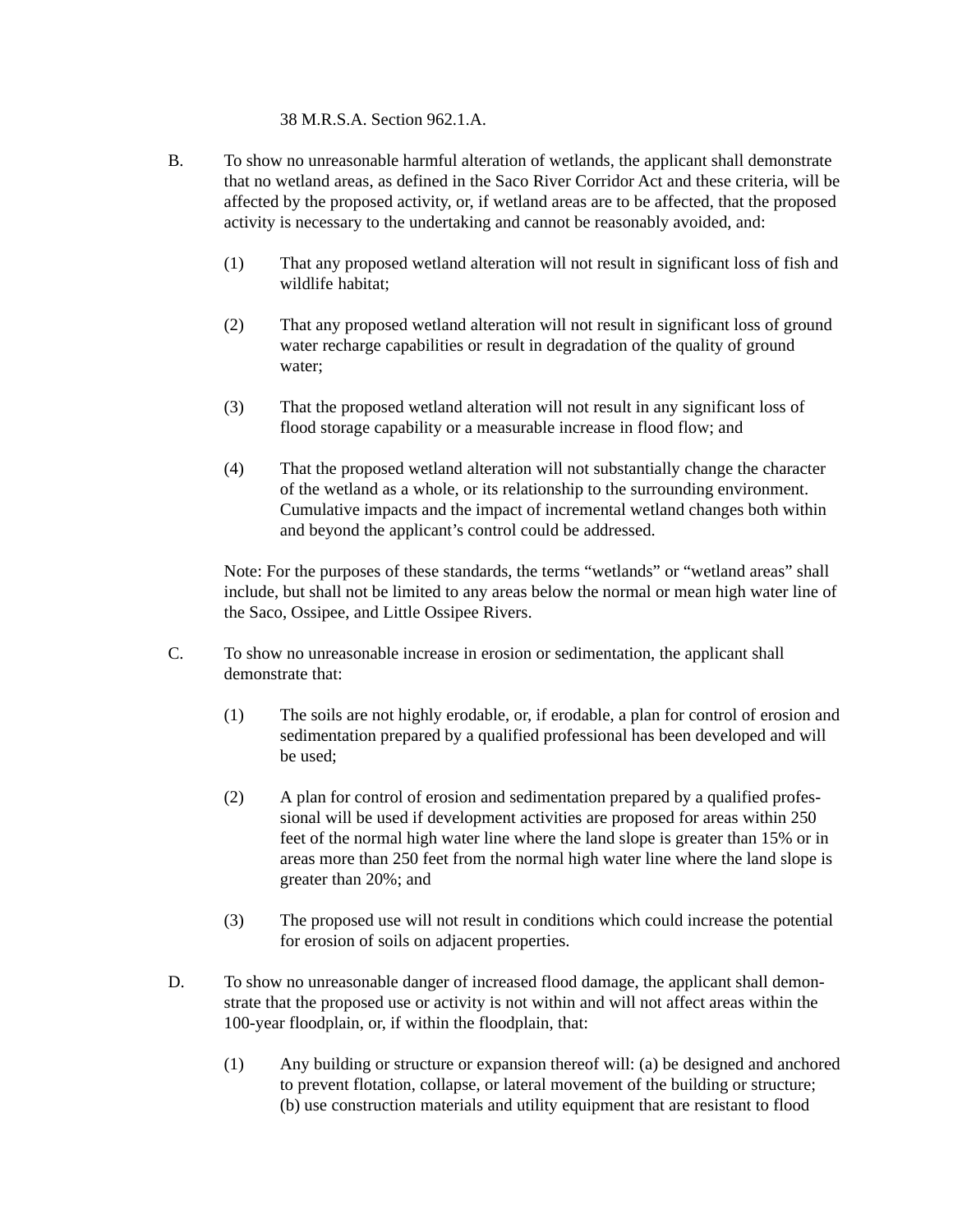38 M.R.S.A. Section 962.1.A.

B. To show no unreasonable harmful alteration of wetlands, the applicant shall demonstrate that no wetland areas, as defined in the Saco River Corridor Act and these criteria, will be affected by the proposed activity, or, if wetland areas are to be affected, that the proposed activity is necessary to the undertaking and cannot be reasonably avoided, and:

   (1) That any proposed wetland alteration will not result in significant loss of fish and wildlife habitat;

   (2) That any proposed wetland alteration will not result in significant loss of ground water recharge capabilities or result in degradation of the quality of ground water;

   (3) That the proposed wetland alteration will not result in any significant loss of flood storage capability or a measurable increase in flood flow; and

   (4) That the proposed wetland alteration will not substantially change the character of the wetland as a whole, or its relationship to the surrounding environment. Cumulative impacts and the impact of incremental wetland changes both within and beyond the applicant's control could be addressed.

   Note: For the purposes of these standards, the terms "wetlands" or "wetland areas" shall include, but shall not be limited to any areas below the normal or mean high water line of the Saco, Ossipee, and Little Ossipee Rivers.

C. To show no unreasonable increase in erosion or sedimentation, the applicant shall demonstrate that:

   (1) The soils are not highly erodable, or, if erodable, a plan for control of erosion and sedimentation prepared by a qualified professional has been developed and will be used;

   (2) A plan for control of erosion and sedimentation prepared by a qualified professional will be used if development activities are proposed for areas within 250 feet of the normal high water line where the land slope is greater than 15% or in areas more than 250 feet from the normal high water line where the land slope is greater than 20%; and

   (3) The proposed use will not result in conditions which could increase the potential for erosion of soils on adjacent properties.

D. To show no unreasonable danger of increased flood damage, the applicant shall demonstrate that the proposed use or activity is not within and will not affect areas within the 100-year floodplain, or, if within the floodplain, that:

   (1) Any building or structure or expansion thereof will: (a) be designed and anchored to prevent flotation, collapse, or lateral movement of the building or structure; (b) use construction materials and utility equipment that are resistant to flood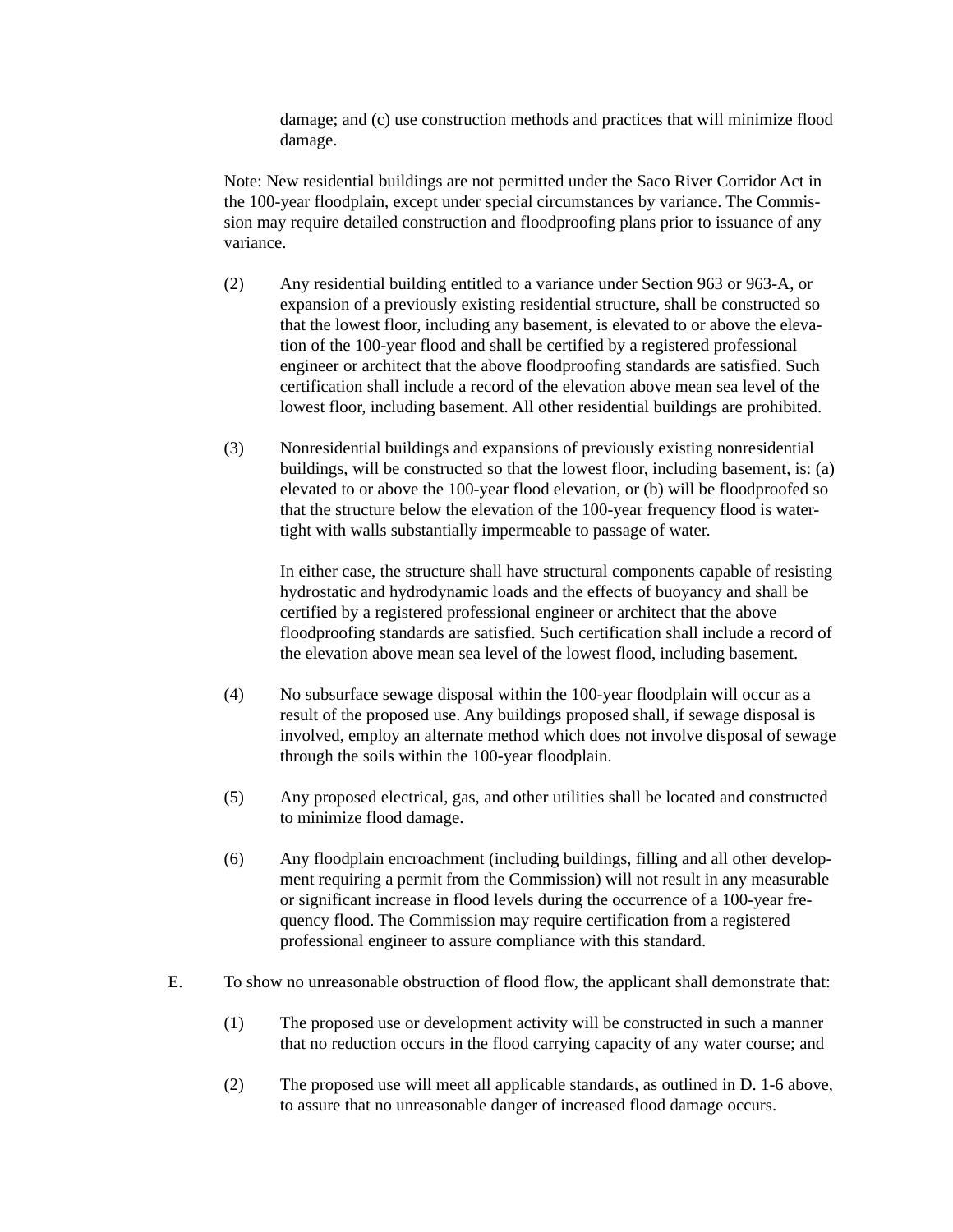damage; and (c) use construction methods and practices that will minimize flood damage.

Note: New residential buildings are not permitted under the Saco River Corridor Act in the 100-year floodplain, except under special circumstances by variance. The Commission may require detailed construction and floodproofing plans prior to issuance of any variance.

(2) Any residential building entitled to a variance under Section 963 or 963-A, or expansion of a previously existing residential structure, shall be constructed so that the lowest floor, including any basement, is elevated to or above the elevation of the 100-year flood and shall be certified by a registered professional engineer or architect that the above floodproofing standards are satisfied. Such certification shall include a record of the elevation above mean sea level of the lowest floor, including basement. All other residential buildings are prohibited.

(3) Nonresidential buildings and expansions of previously existing nonresidential buildings, will be constructed so that the lowest floor, including basement, is: (a) elevated to or above the 100-year flood elevation, or (b) will be floodproofed so that the structure below the elevation of the 100-year frequency flood is watertight with walls substantially impermeable to passage of water.

In either case, the structure shall have structural components capable of resisting hydrostatic and hydrodynamic loads and the effects of buoyancy and shall be certified by a registered professional engineer or architect that the above floodproofing standards are satisfied. Such certification shall include a record of the elevation above mean sea level of the lowest flood, including basement.

(4) No subsurface sewage disposal within the 100-year floodplain will occur as a result of the proposed use. Any buildings proposed shall, if sewage disposal is involved, employ an alternate method which does not involve disposal of sewage through the soils within the 100-year floodplain.

(5) Any proposed electrical, gas, and other utilities shall be located and constructed to minimize flood damage.

(6) Any floodplain encroachment (including buildings, filling and all other development requiring a permit from the Commission) will not result in any measurable or significant increase in flood levels during the occurrence of a 100-year frequency flood. The Commission may require certification from a registered professional engineer to assure compliance with this standard.

E. To show no unreasonable obstruction of flood flow, the applicant shall demonstrate that:

(1) The proposed use or development activity will be constructed in such a manner that no reduction occurs in the flood carrying capacity of any water course; and

(2) The proposed use will meet all applicable standards, as outlined in D. 1-6 above, to assure that no unreasonable danger of increased flood damage occurs.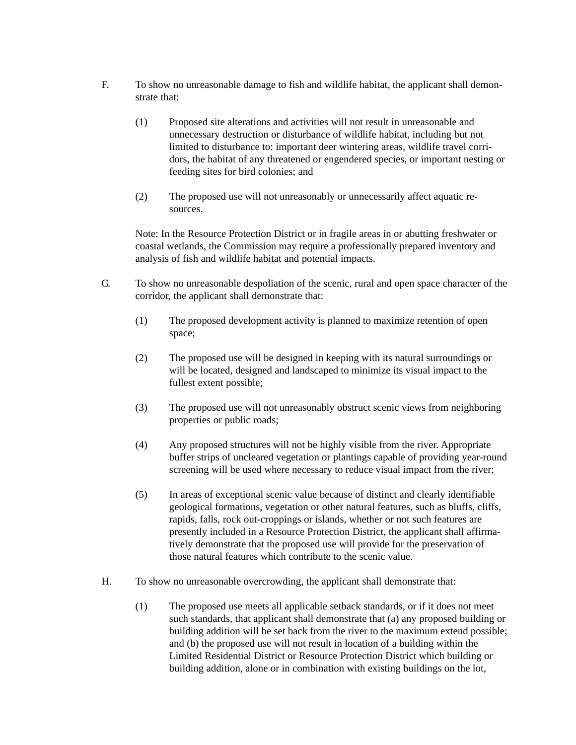F. To show no unreasonable damage to fish and wildlife habitat, the applicant shall demonstrate that:

   (1) Proposed site alterations and activities will not result in unreasonable and unnecessary destruction or disturbance of wildlife habitat, including but not limited to disturbance to: important deer wintering areas, wildlife travel corridors, the habitat of any threatened or engendered species, or important nesting or feeding sites for bird colonies; and

   (2) The proposed use will not unreasonably or unnecessarily affect aquatic resources.

   Note: In the Resource Protection District or in fragile areas in or abutting freshwater or coastal wetlands, the Commission may require a professionally prepared inventory and analysis of fish and wildlife habitat and potential impacts.

G. To show no unreasonable despoliation of the scenic, rural and open space character of the corridor, the applicant shall demonstrate that:

   (1) The proposed development activity is planned to maximize retention of open space;

   (2) The proposed use will be designed in keeping with its natural surroundings or will be located, designed and landscaped to minimize its visual impact to the fullest extent possible;

   (3) The proposed use will not unreasonably obstruct scenic views from neighboring properties or public roads;

   (4) Any proposed structures will not be highly visible from the river. Appropriate buffer strips of uncleared vegetation or plantings capable of providing year-round screening will be used where necessary to reduce visual impact from the river;

   (5) In areas of exceptional scenic value because of distinct and clearly identifiable geological formations, vegetation or other natural features, such as bluffs, cliffs, rapids, falls, rock out-croppings or islands, whether or not such features are presently included in a Resource Protection District, the applicant shall affirmatively demonstrate that the proposed use will provide for the preservation of those natural features which contribute to the scenic value.

H. To show no unreasonable overcrowding, the applicant shall demonstrate that:

   (1) The proposed use meets all applicable setback standards, or if it does not meet such standards, that applicant shall demonstrate that (a) any proposed building or building addition will be set back from the river to the maximum extend possible; and (b) the proposed use will not result in location of a building within the Limited Residential District or Resource Protection District which building or building addition, alone or in combination with existing buildings on the lot,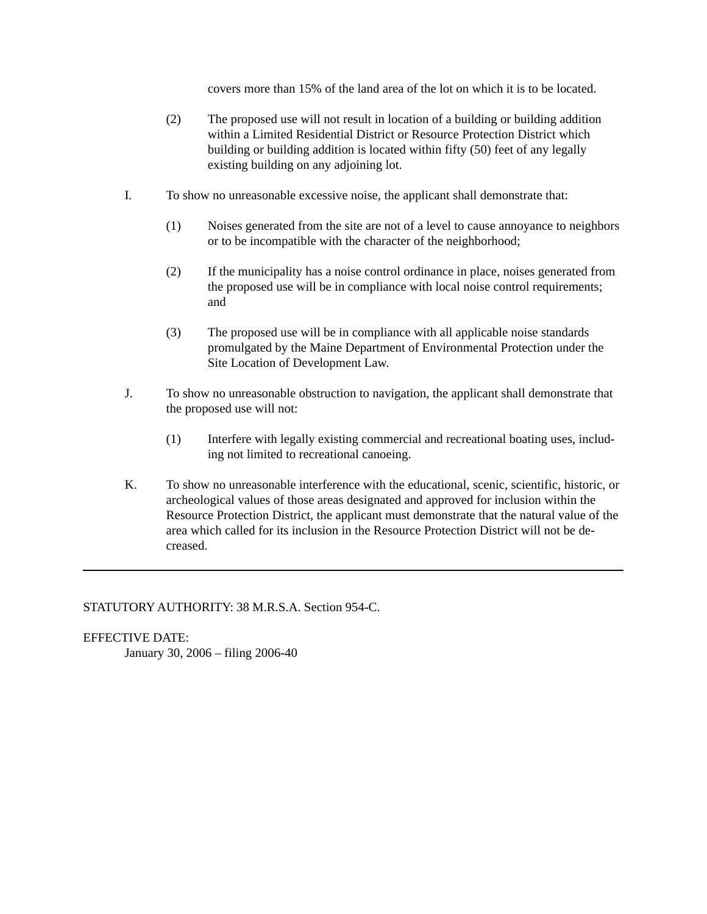covers more than 15% of the land area of the lot on which it is to be located.

(2) The proposed use will not result in location of a building or building addition within a Limited Residential District or Resource Protection District which building or building addition is located within fifty (50) feet of any legally existing building on any adjoining lot.

I. To show no unreasonable excessive noise, the applicant shall demonstrate that:

(1) Noises generated from the site are not of a level to cause annoyance to neighbors or to be incompatible with the character of the neighborhood;

(2) If the municipality has a noise control ordinance in place, noises generated from the proposed use will be in compliance with local noise control requirements; and

(3) The proposed use will be in compliance with all applicable noise standards promulgated by the Maine Department of Environmental Protection under the Site Location of Development Law.

J. To show no unreasonable obstruction to navigation, the applicant shall demonstrate that the proposed use will not:

(1) Interfere with legally existing commercial and recreational boating uses, including not limited to recreational canoeing.

K. To show no unreasonable interference with the educational, scenic, scientific, historic, or archeological values of those areas designated and approved for inclusion within the Resource Protection District, the applicant must demonstrate that the natural value of the area which called for its inclusion in the Resource Protection District will not be decreased.

---

STATUTORY AUTHORITY: 38 M.R.S.A. Section 954-C.

EFFECTIVE DATE:
January 30, 2006 – filing 2006-40